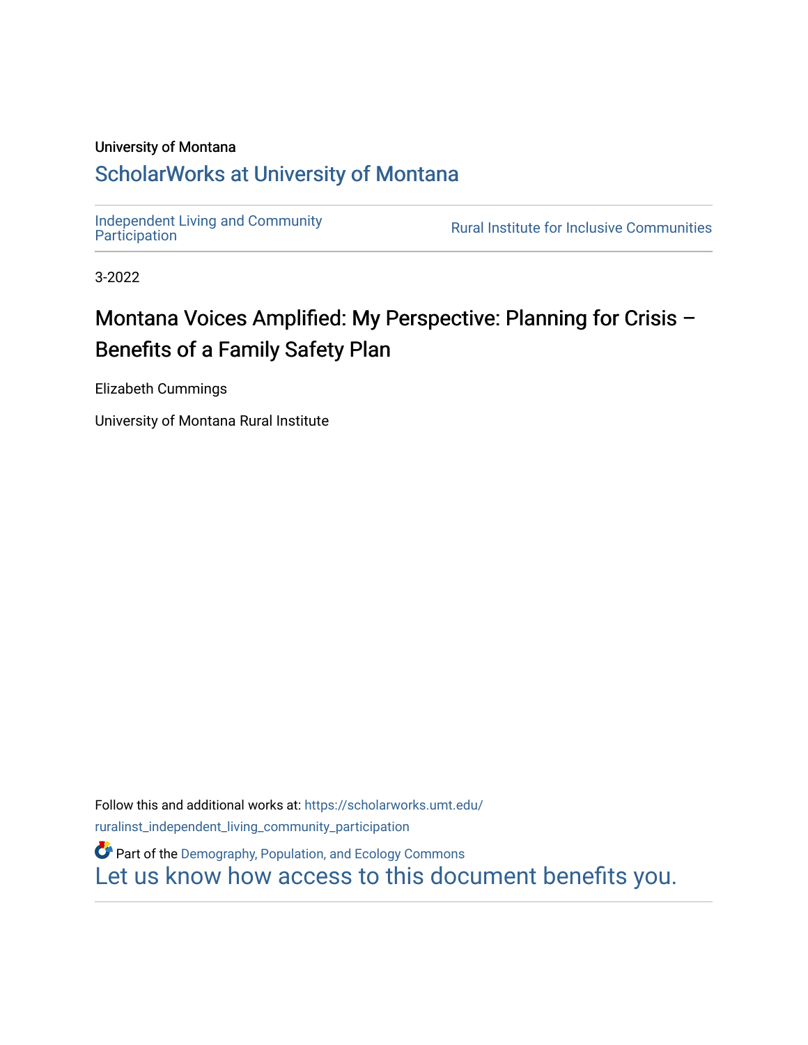University of Montana

# ScholarWorks at University of Montana

Independent Living and Community Participation | Rural Institute for Inclusive Communities

3-2022

## Montana Voices Amplified: My Perspective: Planning for Crisis – Benefits of a Family Safety Plan

Elizabeth Cummings

University of Montana Rural Institute

Follow this and additional works at: https://scholarworks.umt.edu/ruralinst_independent_living_community_participation

Part of the Demography, Population, and Ecology Commons

Let us know how access to this document benefits you.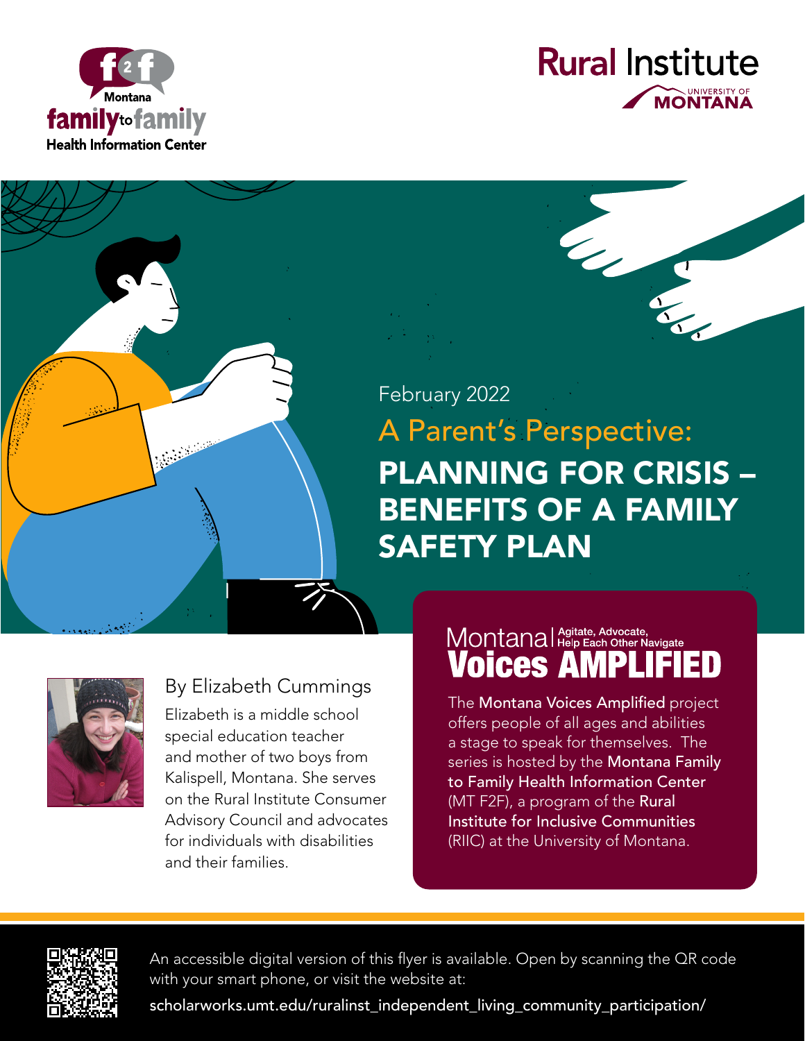Montana family to family Health Information Center

Rural Institute
UNIVERSITY OF MONTANA

February 2022

## A Parent's Perspective:

# PLANNING FOR CRISIS – BENEFITS OF A FAMILY SAFETY PLAN

By Elizabeth Cummings

Elizabeth is a middle school special education teacher and mother of two boys from Kalispell, Montana. She serves on the Rural Institute Consumer Advisory Council and advocates for individuals with disabilities and their families.

## Montana | Agitate, Advocate, Help Each Other Navigate
## Voices AMPLIFIED

The **Montana Voices Amplified** project offers people of all ages and abilities a stage to speak for themselves. The series is hosted by the **Montana Family to Family Health Information Center** (MT F2F), a program of the **Rural Institute for Inclusive Communities** (RIIC) at the University of Montana.

An accessible digital version of this flyer is available. Open by scanning the QR code with your smart phone, or visit the website at:

scholarworks.umt.edu/ruralinst_independent_living_community_participation/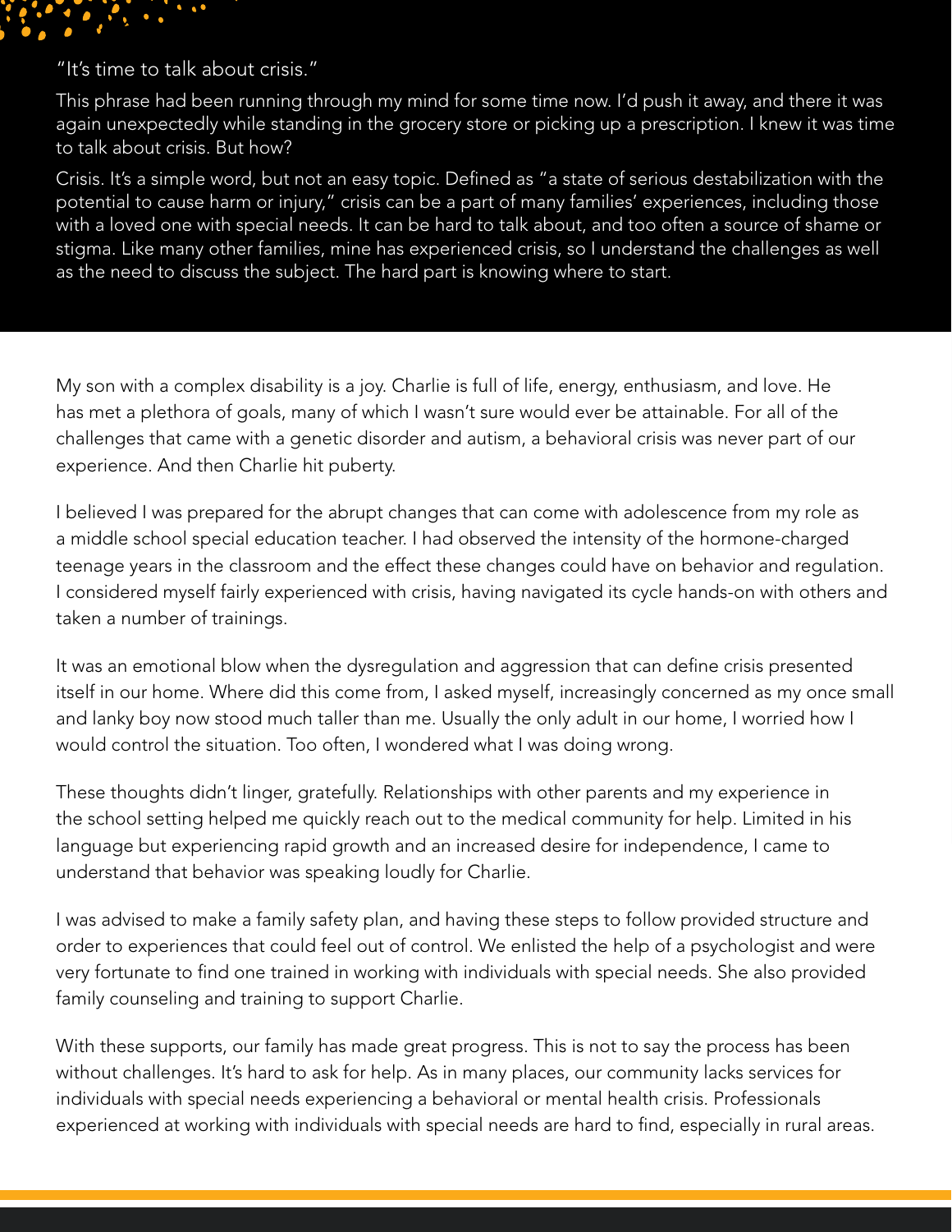"It's time to talk about crisis."

This phrase had been running through my mind for some time now. I'd push it away, and there it was again unexpectedly while standing in the grocery store or picking up a prescription. I knew it was time to talk about crisis. But how?

Crisis. It's a simple word, but not an easy topic. Defined as "a state of serious destabilization with the potential to cause harm or injury," crisis can be a part of many families' experiences, including those with a loved one with special needs. It can be hard to talk about, and too often a source of shame or stigma. Like many other families, mine has experienced crisis, so I understand the challenges as well as the need to discuss the subject. The hard part is knowing where to start.

My son with a complex disability is a joy. Charlie is full of life, energy, enthusiasm, and love. He has met a plethora of goals, many of which I wasn't sure would ever be attainable. For all of the challenges that came with a genetic disorder and autism, a behavioral crisis was never part of our experience. And then Charlie hit puberty.

I believed I was prepared for the abrupt changes that can come with adolescence from my role as a middle school special education teacher. I had observed the intensity of the hormone-charged teenage years in the classroom and the effect these changes could have on behavior and regulation. I considered myself fairly experienced with crisis, having navigated its cycle hands-on with others and taken a number of trainings.

It was an emotional blow when the dysregulation and aggression that can define crisis presented itself in our home. Where did this come from, I asked myself, increasingly concerned as my once small and lanky boy now stood much taller than me. Usually the only adult in our home, I worried how I would control the situation. Too often, I wondered what I was doing wrong.

These thoughts didn't linger, gratefully. Relationships with other parents and my experience in the school setting helped me quickly reach out to the medical community for help. Limited in his language but experiencing rapid growth and an increased desire for independence, I came to understand that behavior was speaking loudly for Charlie.

I was advised to make a family safety plan, and having these steps to follow provided structure and order to experiences that could feel out of control. We enlisted the help of a psychologist and were very fortunate to find one trained in working with individuals with special needs. She also provided family counseling and training to support Charlie.

With these supports, our family has made great progress. This is not to say the process has been without challenges. It's hard to ask for help. As in many places, our community lacks services for individuals with special needs experiencing a behavioral or mental health crisis. Professionals experienced at working with individuals with special needs are hard to find, especially in rural areas.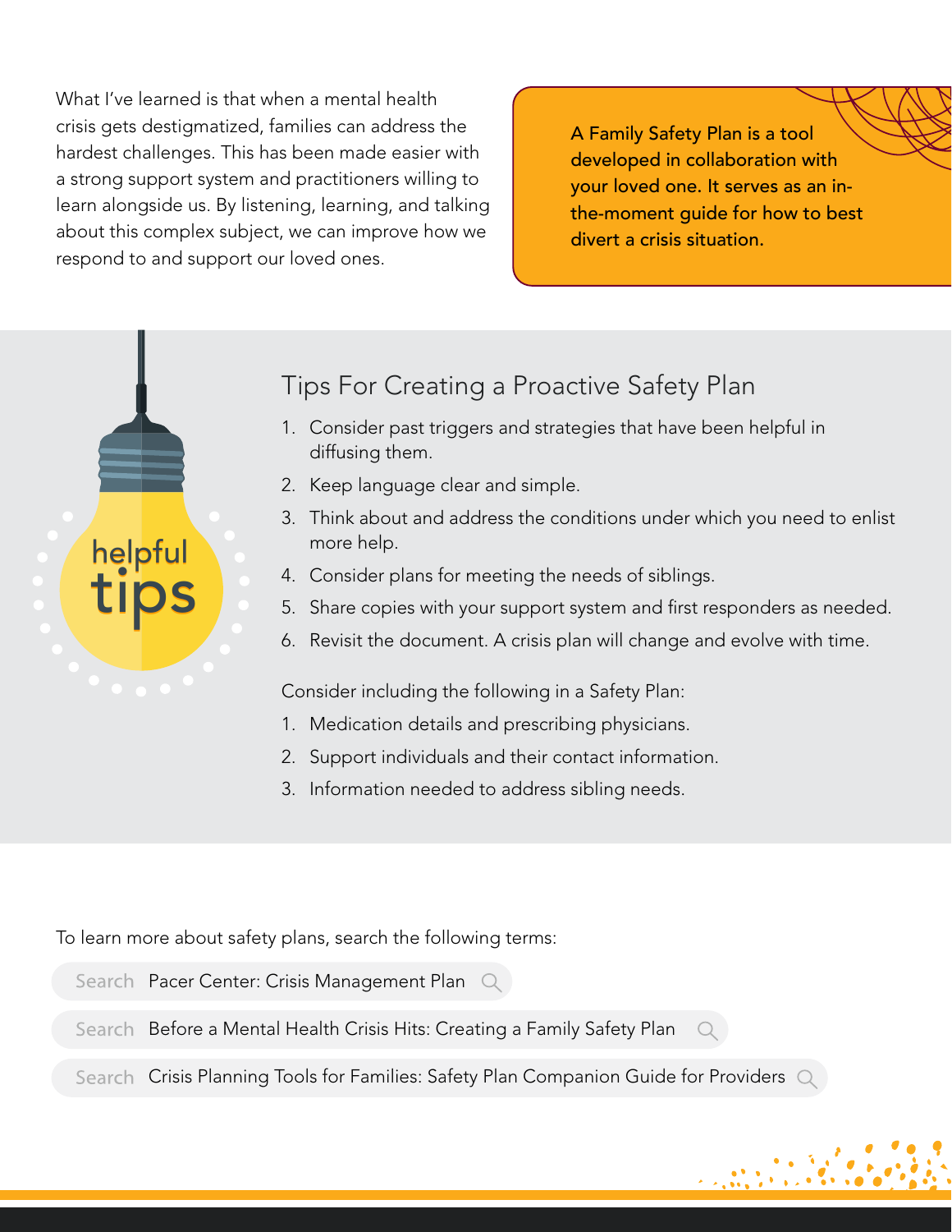What I've learned is that when a mental health crisis gets destigmatized, families can address the hardest challenges. This has been made easier with a strong support system and practitioners willing to learn alongside us. By listening, learning, and talking about this complex subject, we can improve how we respond to and support our loved ones.

**A Family Safety Plan is a tool developed in collaboration with your loved one. It serves as an in-the-moment guide for how to best divert a crisis situation.**

helpful tips

## Tips For Creating a Proactive Safety Plan

1. Consider past triggers and strategies that have been helpful in diffusing them.
2. Keep language clear and simple.
3. Think about and address the conditions under which you need to enlist more help.
4. Consider plans for meeting the needs of siblings.
5. Share copies with your support system and first responders as needed.
6. Revisit the document. A crisis plan will change and evolve with time.

Consider including the following in a Safety Plan:

1. Medication details and prescribing physicians.
2. Support individuals and their contact information.
3. Information needed to address sibling needs.

To learn more about safety plans, search the following terms:

- Search: Pacer Center: Crisis Management Plan
- Search: Before a Mental Health Crisis Hits: Creating a Family Safety Plan
- Search: Crisis Planning Tools for Families: Safety Plan Companion Guide for Providers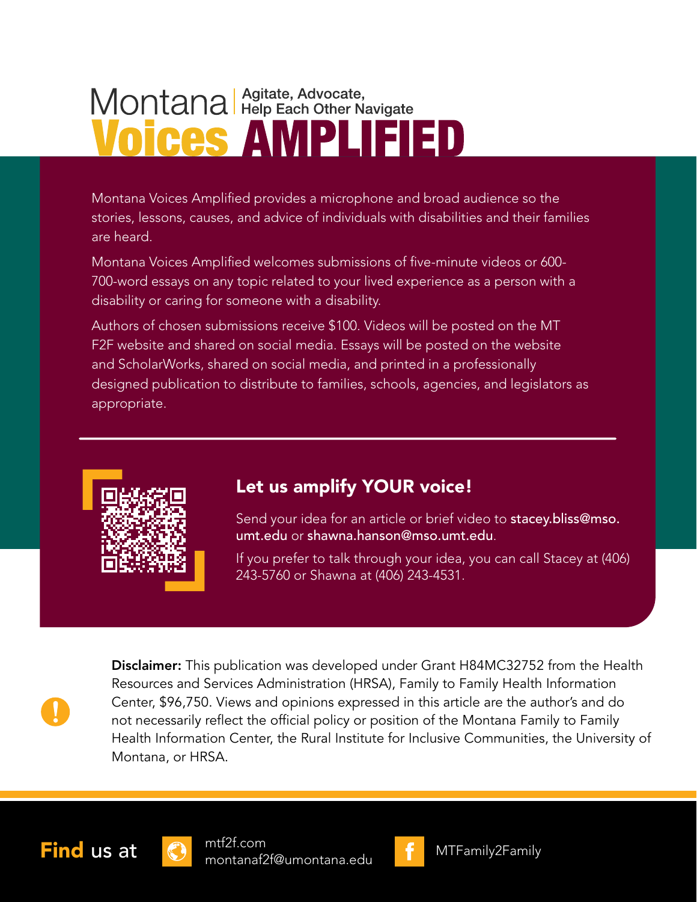# Montana Voices AMPLIFIED

Agitate, Advocate, Help Each Other Navigate

Montana Voices Amplified provides a microphone and broad audience so the stories, lessons, causes, and advice of individuals with disabilities and their families are heard.

Montana Voices Amplified welcomes submissions of five-minute videos or 600-700-word essays on any topic related to your lived experience as a person with a disability or caring for someone with a disability.

Authors of chosen submissions receive $100. Videos will be posted on the MT F2F website and shared on social media. Essays will be posted on the website and ScholarWorks, shared on social media, and printed in a professionally designed publication to distribute to families, schools, agencies, and legislators as appropriate.

## Let us amplify YOUR voice!

Send your idea for an article or brief video to **stacey.bliss@mso.umt.edu** or **shawna.hanson@mso.umt.edu**.

If you prefer to talk through your idea, you can call Stacey at (406) 243-5760 or Shawna at (406) 243-4531.

**Disclaimer:** This publication was developed under Grant H84MC32752 from the Health Resources and Services Administration (HRSA), Family to Family Health Information Center, $96,750. Views and opinions expressed in this article are the author's and do not necessarily reflect the official policy or position of the Montana Family to Family Health Information Center, the Rural Institute for Inclusive Communities, the University of Montana, or HRSA.

**Find** us at

mtf2f.com
montanaf2f@umontana.edu

MTFamily2Family